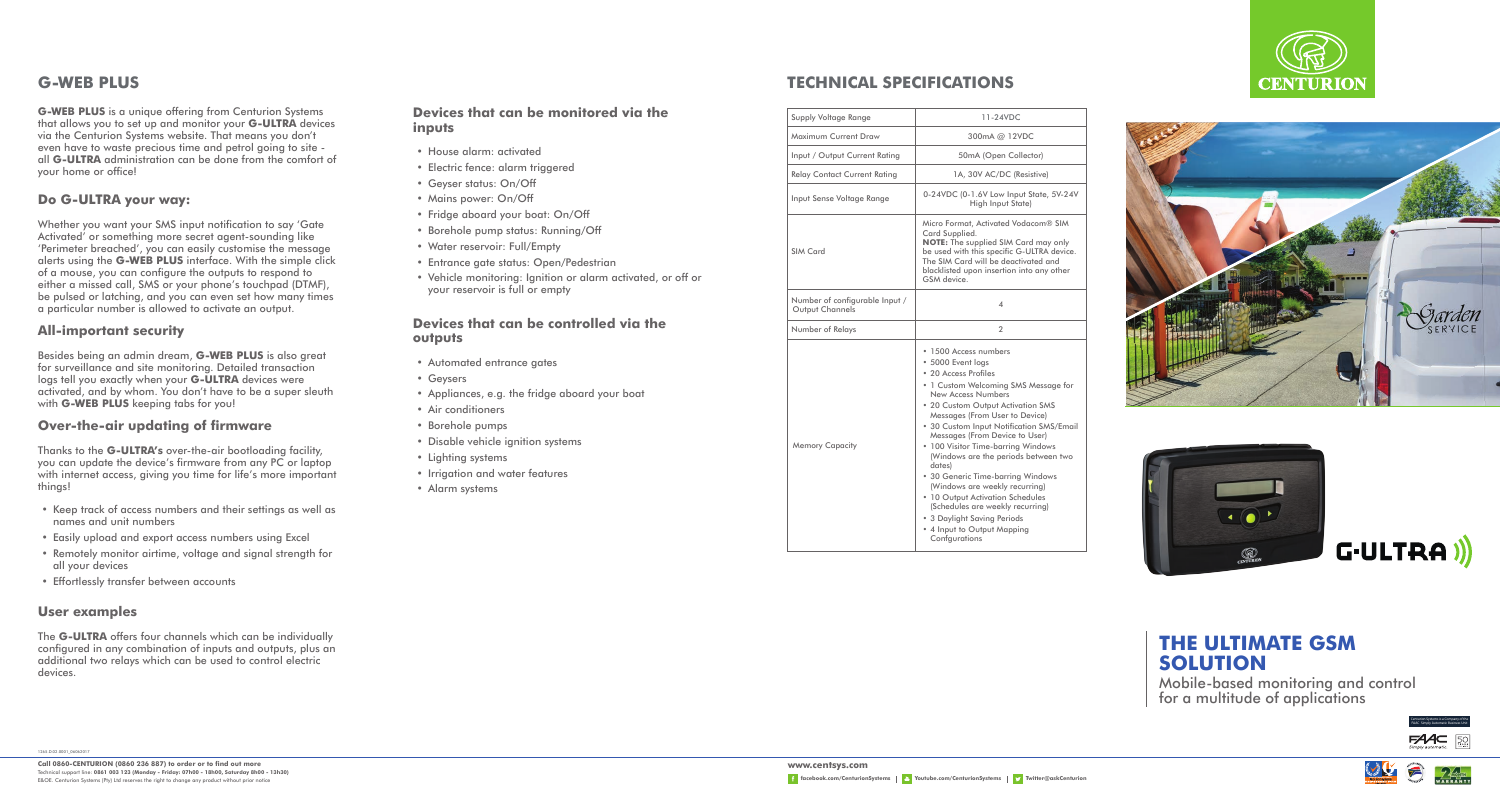## G-WEB PLUS

**G-WEB PLUS** is a unique offering from Centurion Systems that allows you to set up and monitor your **G-ULTRA** devices via the Centurion Systems website. That means you don't even have to waste precious time and petrol going to site - all **G-ULTRA** administration can be done from the comfort of your home or office!

### Do G-ULTRA your way:

Whether you want your SMS input notification to say 'Gate Activated' or something more secret agent-sounding like 'Perimeter breached', you can easily customise the message alerts using the **G-WEB PLUS** interface. With the simple click of a mouse, you can configure the outputs to respond to either a missed call, SMS or your phone's touchpad (DTMF), be pulsed or latching, and you can even set how many times a particular number is allowed to activate an output.

### All-important security

Besides being an admin dream, **G-WEB PLUS** is also great for surveillance and site monitoring. Detailed transaction logs tell you exactly when your **G-ULTRA** devices were activated, and by whom. You don't have to be a super sleuth with **G-WEB PLUS** keeping tabs for you!

### Over-the-air updating of firmware

Thanks to the **G-ULTRA's** over-the-air bootloading facility, you can update the device's firmware from any PC or laptop with internet access, giving you time for life's more important things!

- Keep track of access numbers and their settings as well as names and unit numbers
- Easily upload and export access numbers using Excel
- Remotely monitor airtime, voltage and signal strength for all your devices
- Effortlessly transfer between accounts

### User examples

The **G-ULTRA** offers four channels which can be individually configured in any combination of inputs and outputs, plus an additional two relays which can be used to control electric devices.

### Devices that can be monitored via the inputs

- House alarm: activated
- Electric fence: alarm triggered
- Geyser status: On/Off
- Mains power: On/Off
- Fridge aboard your boat: On/Off
- Borehole pump status: Running/Off
- Water reservoir: Full/Empty
- Entrance gate status: Open/Pedestrian
- Vehicle monitoring: Ignition or alarm activated, or off or your reservoir is full or empty

### Devices that can be controlled via the outputs

- Automated entrance gates
- Geysers
- Appliances, e.g. the fridge aboard your boat
- Air conditioners
- Borehole pumps
- Disable vehicle ignition systems
- Lighting systems
- Irrigation and water features
- Alarm systems

## TECHNICAL SPECIFICATIONS

| | |
|---|---|
| Supply Voltage Range | 11-24VDC |
| Maximum Current Draw | 300mA @ 12VDC |
| Input / Output Current Rating | 50mA (Open Collector) |
| Relay Contact Current Rating | 1A, 30V AC/DC (Resistive) |
| Input Sense Voltage Range | 0-24VDC (0-1.6V Low Input State, 5V-24V High Input State) |
| SIM Card | Micro Format, Activated Vodacom® SIM Card Supplied. **NOTE:** The supplied SIM Card may only be used with this specific G-ULTRA device. The SIM Card will be deactivated and blacklisted upon insertion into any other GSM device. |
| Number of configurable Input / Output Channels | 4 |
| Number of Relays | 2 |
| Memory Capacity | • 1500 Access numbers<br>• 5000 Event logs<br>• 20 Access Profiles<br>• 1 Custom Welcoming SMS Message for New Access Numbers<br>• 20 Custom Output Activation SMS Messages (From User to Device)<br>• 30 Custom Input Notification SMS/Email Messages (From Device to User)<br>• 100 Visitor Time-barring Windows (Windows are the periods between two dates)<br>• 30 Generic Time-barring Windows (Windows are weekly recurring)<br>• 10 Output Activation Schedules (Schedules are weekly recurring)<br>• 3 Daylight Saving Periods<br>• 4 Input to Output Mapping Configurations |

G-ULTRA

## THE ULTIMATE GSM SOLUTION

Mobile-based monitoring and control for a multitude of applications

**Call 0860-CENTURION (0860 236 887) to order or to find out more**
Technical support line: **0861 003 123 (Monday - Friday: 07h00 - 18h00, Saturday 08h00 - 13h30)**
E&OE. Centurion Systems (Pty) Ltd reserves the right to change any product without prior notice

**www.centsys.com**
facebook.com/CenturionSystems | Youtube.com/CenturionSystems | Twitter@askCenturion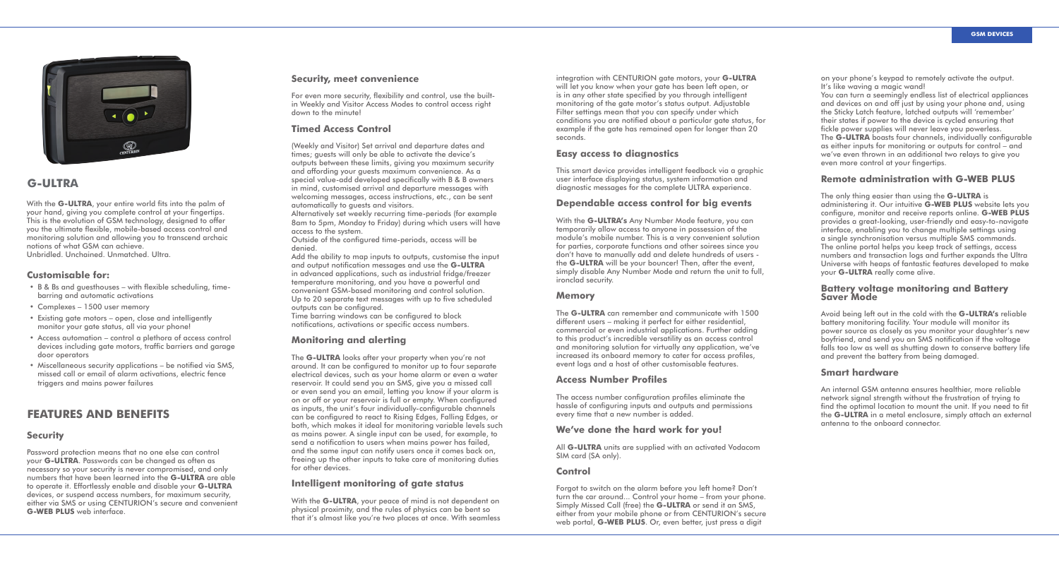# G-ULTRA

With the **G-ULTRA**, your entire world fits into the palm of your hand, giving you complete control at your fingertips. This is the evolution of GSM technology, designed to offer you the ultimate flexible, mobile-based access control and monitoring solution and allowing you to transcend archaic notions of what GSM can achieve.
Unbridled. Unchained. Unmatched. Ultra.

### Customisable for:

- B & Bs and guesthouses – with flexible scheduling, time-barring and automatic activations
- Complexes – 1500 user memory
- Existing gate motors – open, close and intelligently monitor your gate status, all via your phone!
- Access automation – control a plethora of access control devices including gate motors, traffic barriers and garage door operators
- Miscellaneous security applications – be notified via SMS, missed call or email of alarm activations, electric fence triggers and mains power failures

## FEATURES AND BENEFITS

### Security

Password protection means that no one else can control your **G-ULTRA**. Passwords can be changed as often as necessary so your security is never compromised, and only numbers that have been learned into the **G-ULTRA** are able to operate it. Effortlessly enable and disable your **G-ULTRA** devices, or suspend access numbers, for maximum security, either via SMS or using CENTURION's secure and convenient **G-WEB PLUS** web interface.

### Security, meet convenience

For even more security, flexibility and control, use the built-in Weekly and Visitor Access Modes to control access right down to the minute!

### Timed Access Control

(Weekly and Visitor) Set arrival and departure dates and times; guests will only be able to activate the device's outputs between these limits, giving you maximum security and affording your guests maximum convenience. As a special value-add developed specifically with B & B owners in mind, customised arrival and departure messages with welcoming messages, access instructions, etc., can be sent automatically to guests and visitors.
Alternatively set weekly recurring time-periods (for example 8am to 5pm, Monday to Friday) during which users will have access to the system.
Outside of the configured time-periods, access will be denied.
Add the ability to map inputs to outputs, customise the input and output notification messages and use the **G-ULTRA** in advanced applications, such as industrial fridge/freezer temperature monitoring, and you have a powerful and convenient GSM-based monitoring and control solution.
Up to 20 separate text messages with up to five scheduled outputs can be configured.
Time barring windows can be configured to block notifications, activations or specific access numbers.

### Monitoring and alerting

The **G-ULTRA** looks after your property when you're not around. It can be configured to monitor up to four separate electrical devices, such as your home alarm or even a water reservoir. It could send you an SMS, give you a missed call or even send you an email, letting you know if your alarm is on or off or your reservoir is full or empty. When configured as inputs, the unit's four individually-configurable channels can be configured to react to Rising Edges, Falling Edges, or both, which makes it ideal for monitoring variable levels such as mains power. A single input can be used, for example, to send a notification to users when mains power has failed, and the same input can notify users once it comes back on, freeing up the other inputs to take care of monitoring duties for other devices.

### Intelligent monitoring of gate status

With the **G-ULTRA**, your peace of mind is not dependent on physical proximity, and the rules of physics can be bent so that it's almost like you're two places at once. With seamless integration with CENTURION gate motors, your **G-ULTRA** will let you know when your gate has been left open, or is in any other state specified by you through intelligent monitoring of the gate motor's status output. Adjustable Filter settings mean that you can specify under which conditions you are notified about a particular gate status, for example if the gate has remained open for longer than 20 seconds.

### Easy access to diagnostics

This smart device provides intelligent feedback via a graphic user interface displaying status, system information and diagnostic messages for the complete ULTRA experience.

### Dependable access control for big events

With the **G-ULTRA's** Any Number Mode feature, you can temporarily allow access to anyone in possession of the module's mobile number. This is a very convenient solution for parties, corporate functions and other soirees since you don't have to manually add and delete hundreds of users - the **G-ULTRA** will be your bouncer! Then, after the event, simply disable Any Number Mode and return the unit to full, ironclad security.

### Memory

The **G-ULTRA** can remember and communicate with 1500 different users – making it perfect for either residential, commercial or even industrial applications. Further adding to this product's incredible versatility as an access control and monitoring solution for virtually any application, we've increased its onboard memory to cater for access profiles, event logs and a host of other customisable features.

### Access Number Profiles

The access number configuration profiles eliminate the hassle of configuring inputs and outputs and permissions every time that a new number is added.

### We've done the hard work for you!

All **G-ULTRA** units are supplied with an activated Vodacom SIM card (SA only).

### Control

Forgot to switch on the alarm before you left home? Don't turn the car around... Control your home – from your phone. Simply Missed Call (free) the **G-ULTRA** or send it an SMS, either from your mobile phone or from CENTURION's secure web portal, **G-WEB PLUS**. Or, even better, just press a digit on your phone's keypad to remotely activate the output. It's like waving a magic wand!
You can turn a seemingly endless list of electrical appliances and devices on and off just by using your phone and, using the Sticky Latch feature, latched outputs will 'remember' their states if power to the device is cycled ensuring that fickle power supplies will never leave you powerless.
The **G-ULTRA** boasts four channels, individually configurable as either inputs for monitoring or outputs for control – and we've even thrown in an additional two relays to give you even more control at your fingertips.

### Remote administration with G-WEB PLUS

The only thing easier than using the **G-ULTRA** is administering it. Our intuitive **G-WEB PLUS** website lets you configure, monitor and receive reports online. **G-WEB PLUS** provides a great-looking, user-friendly and easy-to-navigate interface, enabling you to change multiple settings using a single synchronisation versus multiple SMS commands. The online portal helps you keep track of settings, access numbers and transaction logs and further expands the Ultra Universe with heaps of fantastic features developed to make your **G-ULTRA** really come alive.

### Battery voltage monitoring and Battery Saver Mode

Avoid being left out in the cold with the **G-ULTRA's** reliable battery monitoring facility. Your module will monitor its power source as closely as you monitor your daughter's new boyfriend, and send you an SMS notification if the voltage falls too low as well as shutting down to conserve battery life and prevent the battery from being damaged.

### Smart hardware

An internal GSM antenna ensures healthier, more reliable network signal strength without the frustration of trying to find the optimal location to mount the unit. If you need to fit the **G-ULTRA** in a metal enclosure, simply attach an external antenna to the onboard connector.